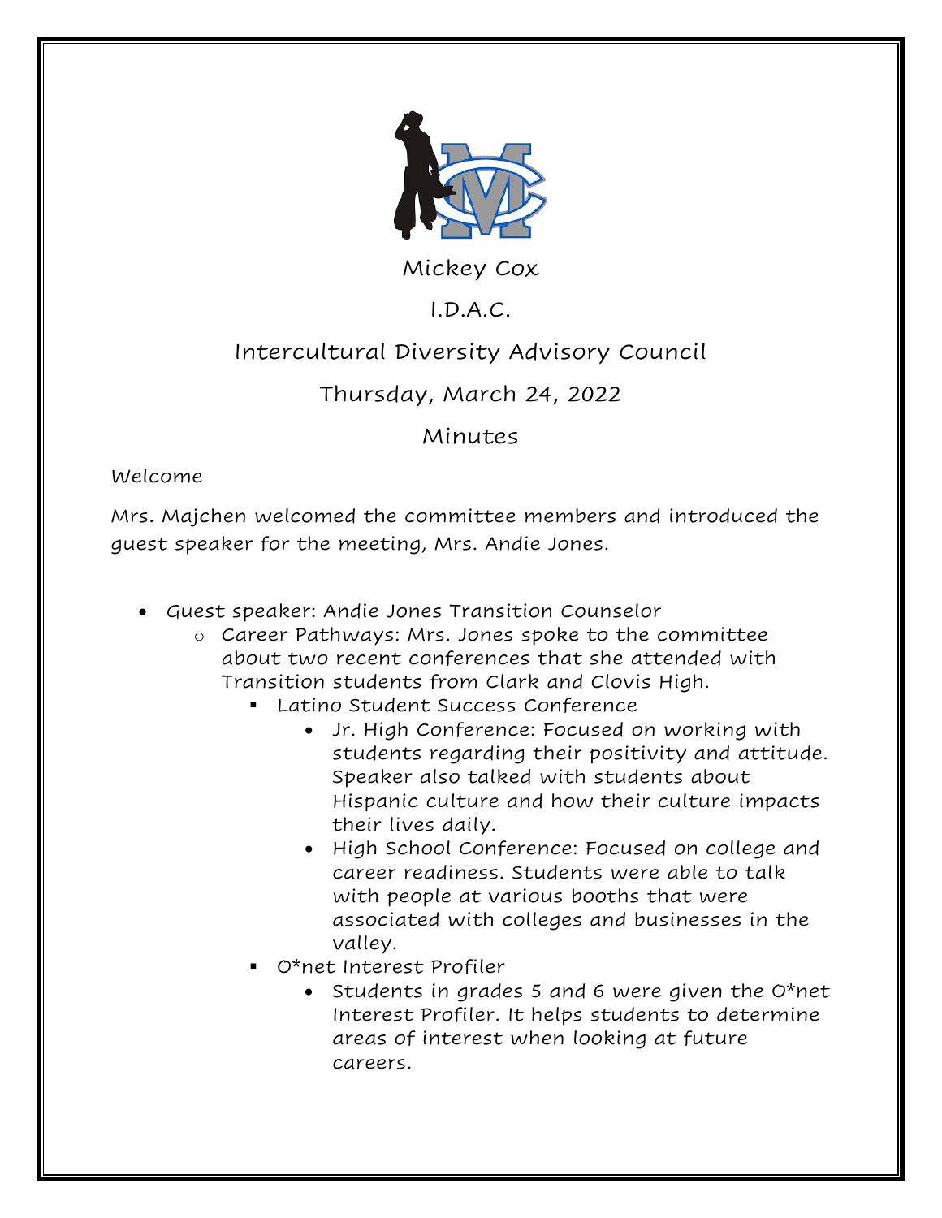# Mickey Cox

## I.D.A.C.

## Intercultural Diversity Advisory Council

## Thursday, March 24, 2022

## Minutes

Welcome

Mrs. Majchen welcomed the committee members and introduced the guest speaker for the meeting, Mrs. Andie Jones.

- Guest speaker: Andie Jones Transition Counselor
    - Career Pathways: Mrs. Jones spoke to the committee about two recent conferences that she attended with Transition students from Clark and Clovis High.
        - Latino Student Success Conference
            - Jr. High Conference: Focused on working with students regarding their positivity and attitude. Speaker also talked with students about Hispanic culture and how their culture impacts their lives daily.
            - High School Conference: Focused on college and career readiness. Students were able to talk with people at various booths that were associated with colleges and businesses in the valley.
        - O*net Interest Profiler
            - Students in grades 5 and 6 were given the O*net Interest Profiler. It helps students to determine areas of interest when looking at future careers.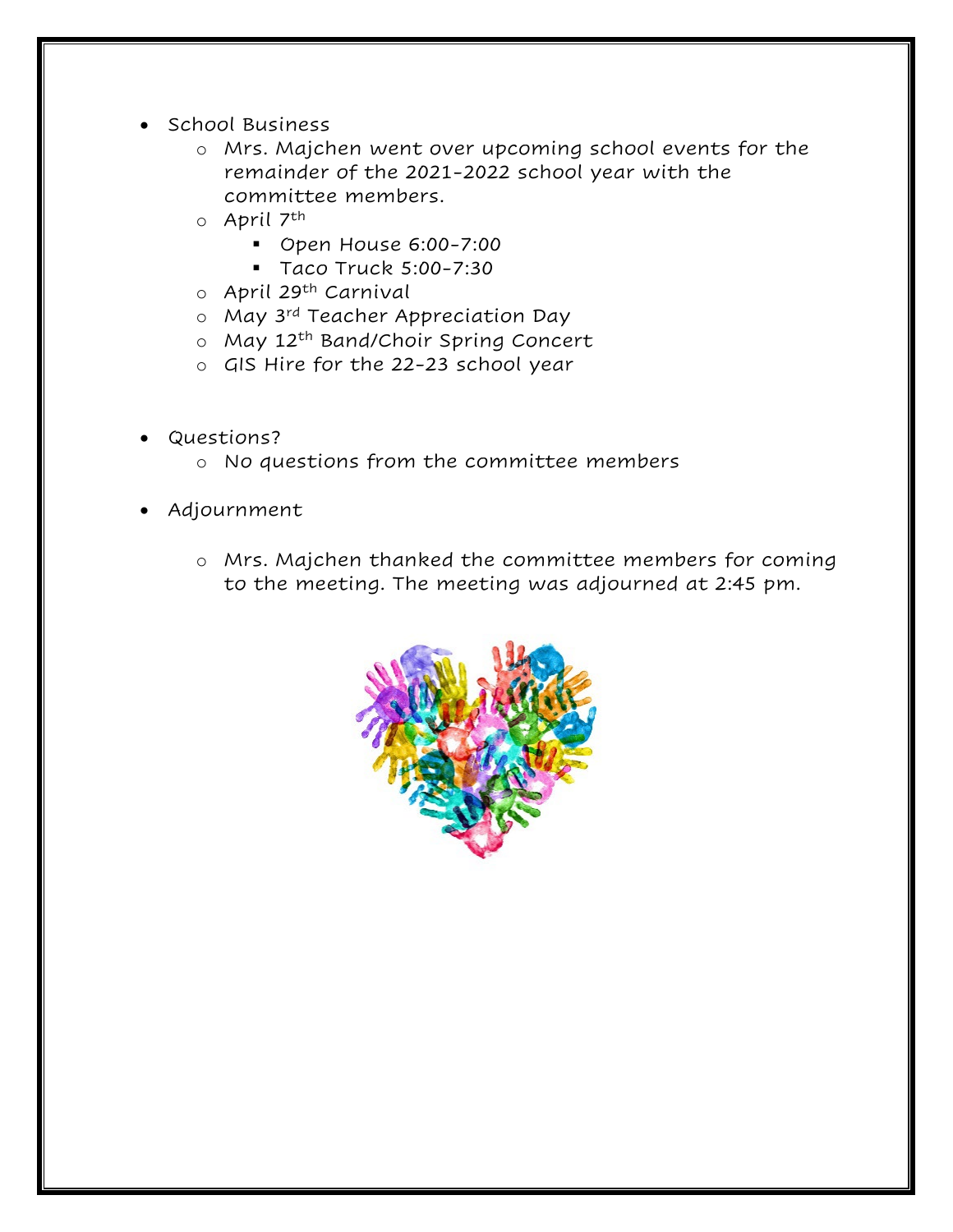- School Business
  - Mrs. Majchen went over upcoming school events for the remainder of the 2021-2022 school year with the committee members.
  - April 7th
    - Open House 6:00-7:00
    - Taco Truck 5:00-7:30
  - April 29th Carnival
  - May 3rd Teacher Appreciation Day
  - May 12th Band/Choir Spring Concert
  - GIS Hire for the 22-23 school year

- Questions?
  - No questions from the committee members

- Adjournment
  - Mrs. Majchen thanked the committee members for coming to the meeting. The meeting was adjourned at 2:45 pm.